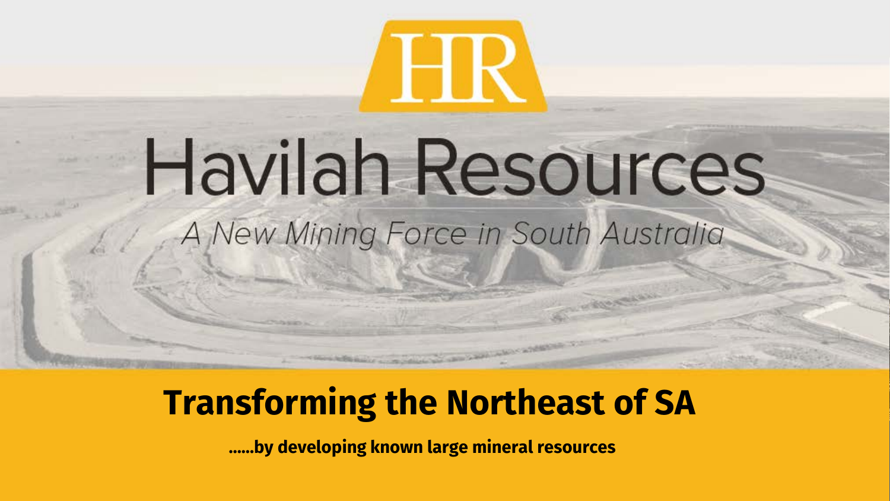HR

# Havilah Resources

*A New Mining Force in South Australia*

## Transforming the Northeast of SA

**......by developing known large mineral resources**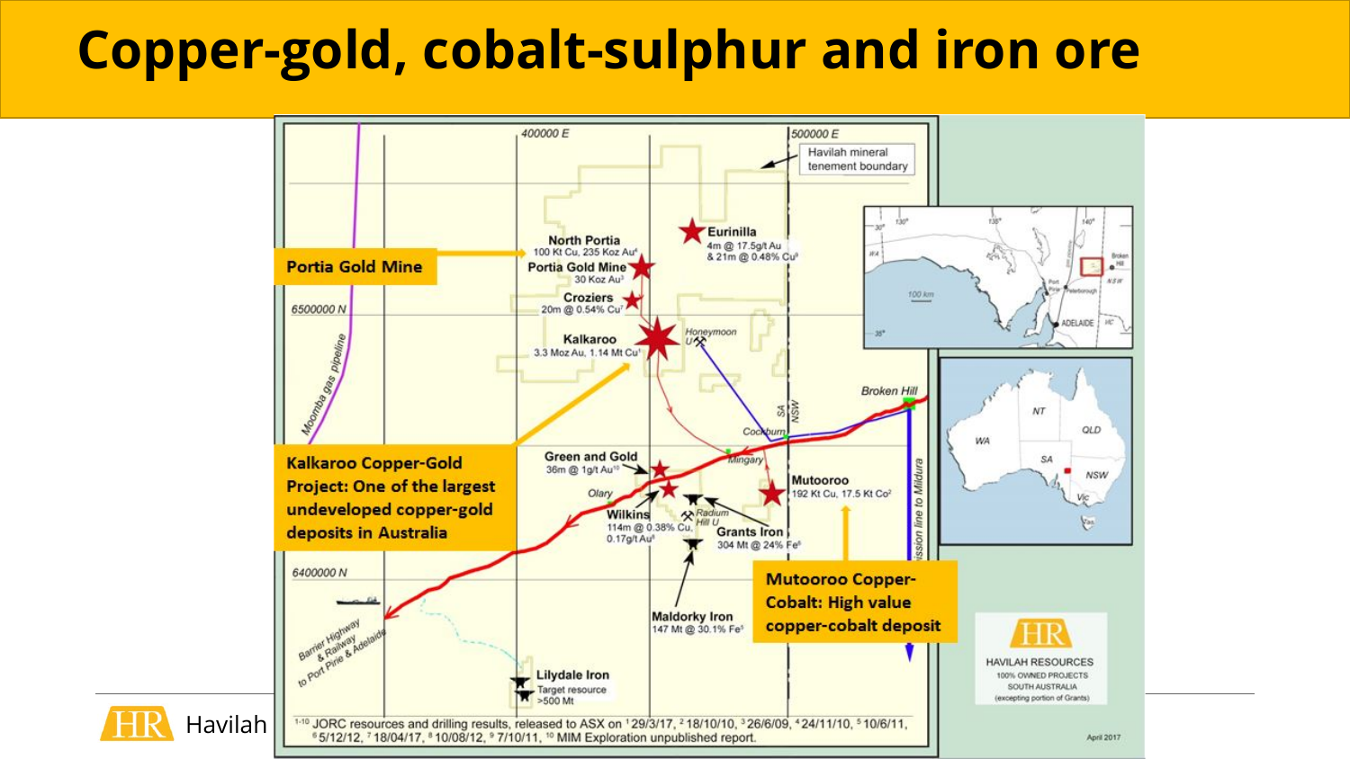# Copper-gold, cobalt-sulphur and iron ore

**Portia Gold Mine**

**Kalkaroo Copper-Gold Project: One of the largest undeveloped copper-gold deposits in Australia**

**Mutooroo Copper-Cobalt: High value copper-cobalt deposit**

400000 E

500000 E

Havilah mineral tenement boundary

6500000 N

6400000 N

Moomba gas pipeline

**Eurinilla** 4m @ 17.5g/t Au & 21m @ 0.48% Cu[9]

**North Portia** 100 Kt Cu, 235 Koz Au[4]

**Portia Gold Mine** 30 Koz Au[3]

**Croziers** 20m @ 0.54% Cu[7]

**Kalkaroo** 3.3 Moz Au, 1.14 Mt Cu[1]

Honeymoon U

Broken Hill

SA NSW

Cockburn

Mingary

**Green and Gold** 36m @ 1g/t Au[10]

Olary

**Wilkins** 114m @ 0.38% Cu, 0.17g/t Au[8]

Radium Hill U

**Grants Iron** 304 Mt @ 24% Fe[6]

**Mutooroo** 192 Kt Cu, 17.5 Kt Co[2]

**Maldorky Iron** 147 Mt @ 30.1% Fe[5]

**Lilydale Iron** Target resource >500 Mt

Barrier Highway & Railway to Port Pirie & Adelaide

Transmission line to Mildura

HAVILAH RESOURCES
100% OWNED PROJECTS
SOUTH AUSTRALIA
(excepting portion of Grants)

1-10 JORC resources and drilling results, released to ASX on [1]29/3/17, [2]18/10/10, [3]26/6/09, [4]24/11/10, [5]10/6/11, [6]5/12/12, [7]18/04/17, [8]10/08/12, [9]7/10/11, [10]MIM Exploration unpublished report.

April 2017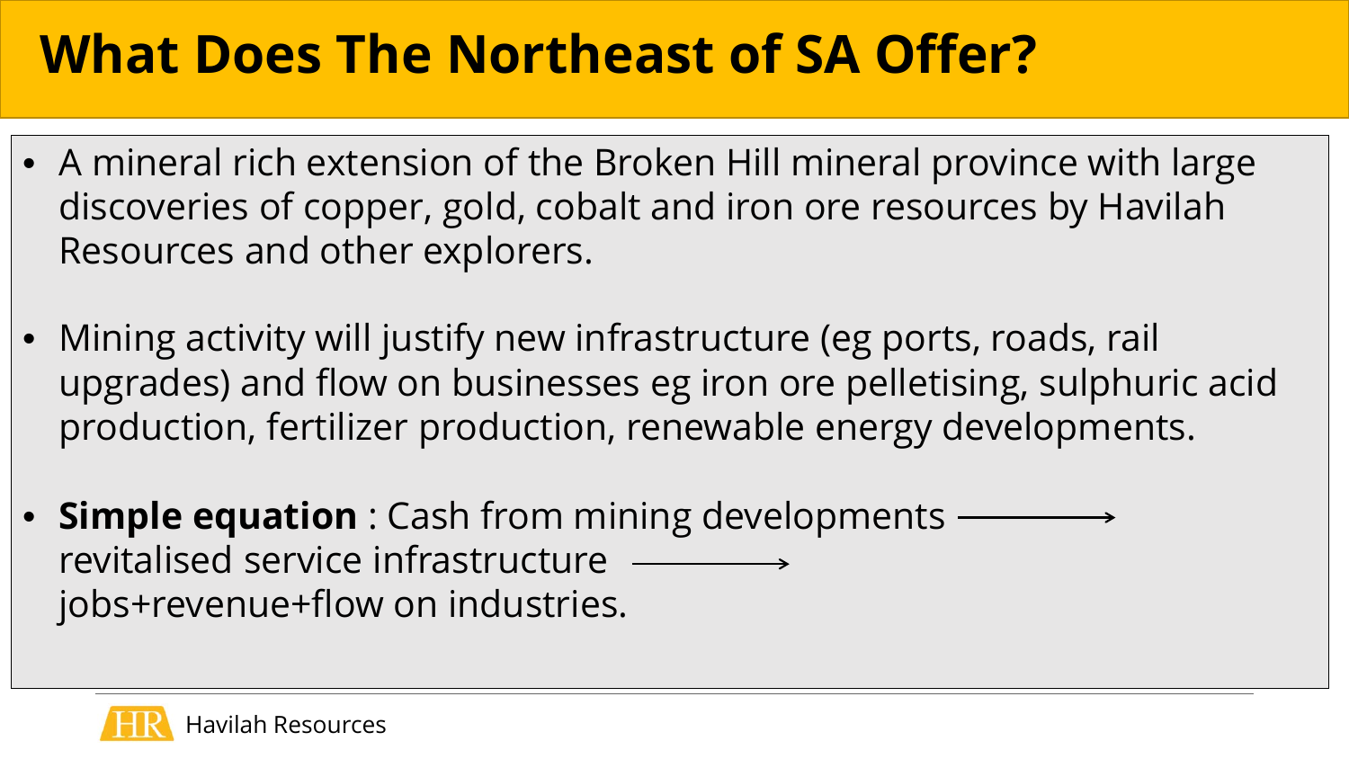# What Does The Northeast of SA Offer?

- A mineral rich extension of the Broken Hill mineral province with large discoveries of copper, gold, cobalt and iron ore resources by Havilah Resources and other explorers.

- Mining activity will justify new infrastructure (eg ports, roads, rail upgrades) and flow on businesses eg iron ore pelletising, sulphuric acid production, fertilizer production, renewable energy developments.

- **Simple equation** : Cash from mining developments ⟶ revitalised service infrastructure ⟶ jobs+revenue+flow on industries.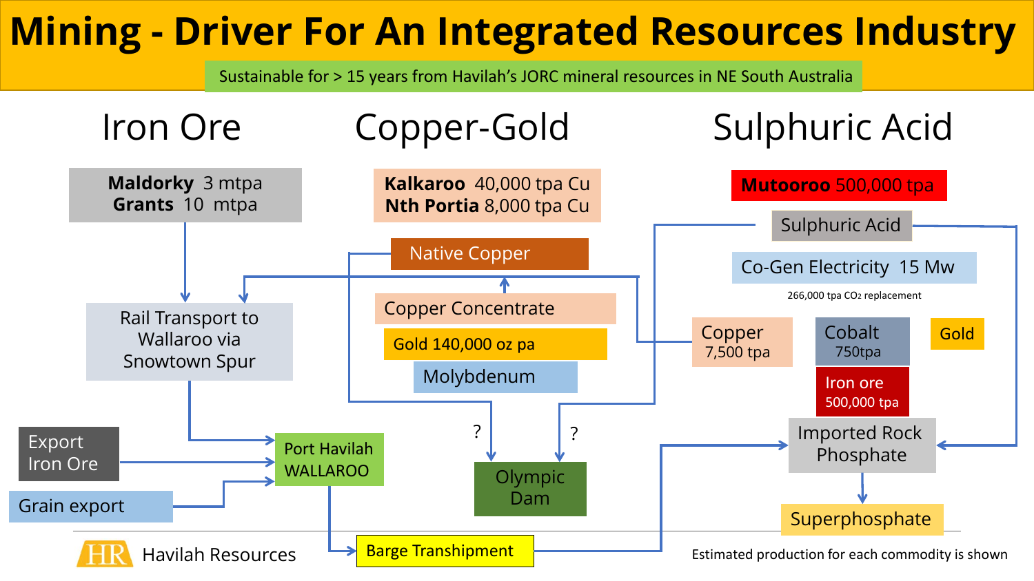# Mining - Driver For An Integrated Resources Industry

Sustainable for > 15 years from Havilah's JORC mineral resources in NE South Australia

## Iron Ore

**Maldorky** 3 mtpa
**Grants** 10 mtpa

Rail Transport to Wallaroo via Snowtown Spur

Export Iron Ore

Grain export

Port Havilah WALLAROO

Barge Transhipment

## Copper-Gold

**Kalkaroo** 40,000 tpa Cu
**Nth Portia** 8,000 tpa Cu

Native Copper

Copper Concentrate

Gold 140,000 oz pa

Molybdenum

?

?

Olympic Dam

## Sulphuric Acid

**Mutooroo** 500,000 tpa

Sulphuric Acid

Co-Gen Electricity 15 Mw

266,000 tpa $CO_2$ replacement

Copper 7,500 tpa

Cobalt 750tpa

Gold

Iron ore 500,000 tpa

Imported Rock Phosphate

Superphosphate

Havilah Resources

Estimated production for each commodity is shown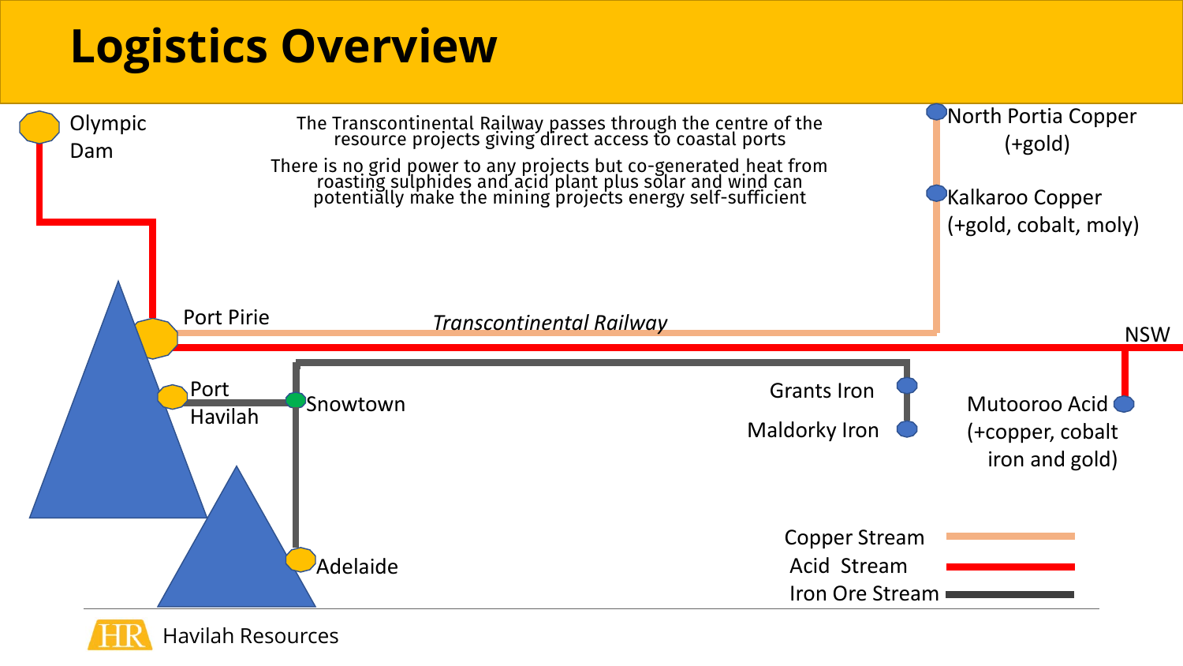# Logistics Overview

The Transcontinental Railway passes through the centre of the resource projects giving direct access to coastal ports

There is no grid power to any projects but co-generated heat from roasting sulphides and acid plant plus solar and wind can potentially make the mining projects energy self-sufficient

Olympic Dam

Port Pirie

*Transcontinental Railway*

NSW

North Portia Copper (+gold)

Kalkaroo Copper (+gold, cobalt, moly)

Port Havilah

Snowtown

Grants Iron

Maldorky Iron

Mutooroo Acid (+copper, cobalt iron and gold)

Adelaide

Copper Stream

Acid Stream

Iron Ore Stream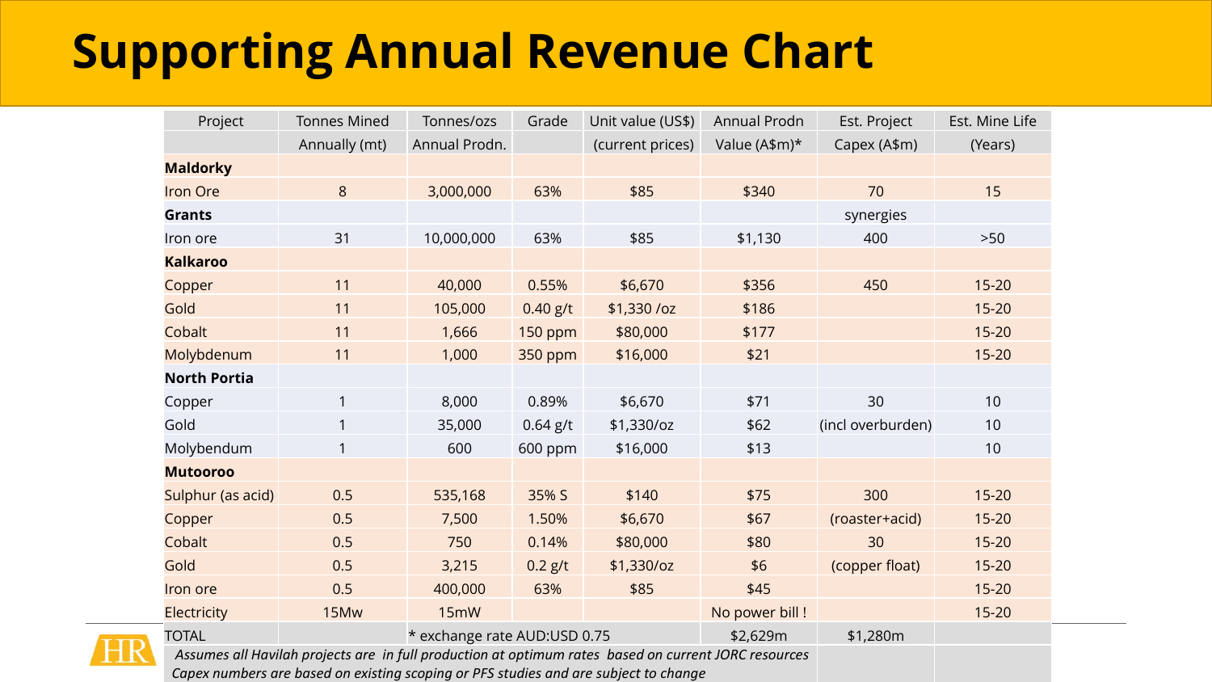# Supporting Annual Revenue Chart

| Project | Tonnes Mined Annually (mt) | Tonnes/ozs Annual Prodn. | Grade | Unit value (US$) (current prices) | Annual Prodn Value (A$m)* | Est. Project Capex (A$m) | Est. Mine Life (Years) |
|---|---|---|---|---|---|---|---|
| **Maldorky** | | | | | | | |
| Iron Ore | 8 | 3,000,000 | 63% | $85 | $340 | 70 | 15 |
| **Grants** | | | | | | synergies | |
| Iron ore | 31 | 10,000,000 | 63% | $85 | $1,130 | 400 | >50 |
| **Kalkaroo** | | | | | | | |
| Copper | 11 | 40,000 | 0.55% | $6,670 | $356 | 450 | 15-20 |
| Gold | 11 | 105,000 | 0.40 g/t | $1,330 /oz | $186 | | 15-20 |
| Cobalt | 11 | 1,666 | 150 ppm | $80,000 | $177 | | 15-20 |
| Molybdenum | 11 | 1,000 | 350 ppm | $16,000 | $21 | | 15-20 |
| **North Portia** | | | | | | | |
| Copper | 1 | 8,000 | 0.89% | $6,670 | $71 | 30 | 10 |
| Gold | 1 | 35,000 | 0.64 g/t | $1,330/oz | $62 | (incl overburden) | 10 |
| Molybendum | 1 | 600 | 600 ppm | $16,000 | $13 | | 10 |
| **Mutooroo** | | | | | | | |
| Sulphur (as acid) | 0.5 | 535,168 | 35% S | $140 | $75 | 300 | 15-20 |
| Copper | 0.5 | 7,500 | 1.50% | $6,670 | $67 | (roaster+acid) | 15-20 |
| Cobalt | 0.5 | 750 | 0.14% | $80,000 | $80 | 30 | 15-20 |
| Gold | 0.5 | 3,215 | 0.2 g/t | $1,330/oz | $6 | (copper float) | 15-20 |
| Iron ore | 0.5 | 400,000 | 63% | $85 | $45 | | 15-20 |
| Electricity | 15Mw | 15mW | | | No power bill ! | | 15-20 |
| TOTAL | | * exchange rate AUD:USD 0.75 | | | $2,629m | $1,280m | |

*Assumes all Havilah projects are in full production at optimum rates based on current JORC resources*
*Capex numbers are based on existing scoping or PFS studies and are subject to change*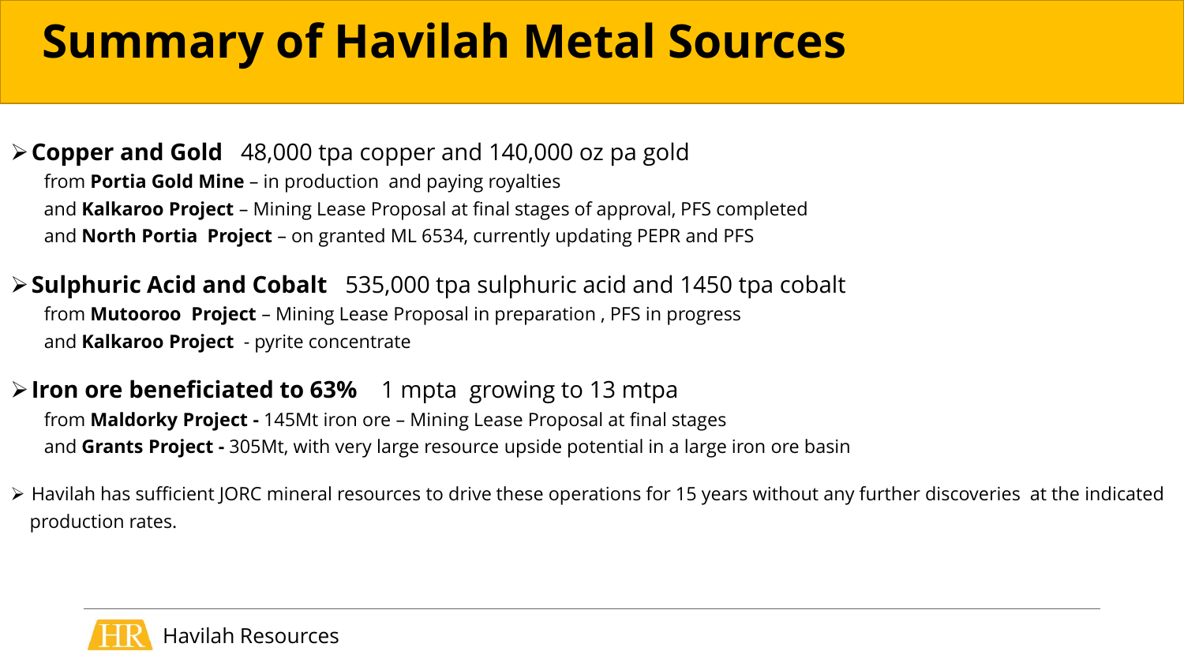# Summary of Havilah Metal Sources

- **Copper and Gold** 48,000 tpa copper and 140,000 oz pa gold
  from **Portia Gold Mine** – in production and paying royalties
  and **Kalkaroo Project** – Mining Lease Proposal at final stages of approval, PFS completed
  and **North Portia Project** – on granted ML 6534, currently updating PEPR and PFS

- **Sulphuric Acid and Cobalt** 535,000 tpa sulphuric acid and 1450 tpa cobalt
  from **Mutooroo Project** – Mining Lease Proposal in preparation , PFS in progress
  and **Kalkaroo Project** - pyrite concentrate

- **Iron ore beneficiated to 63%** 1 mpta growing to 13 mtpa
  from **Maldorky Project -** 145Mt iron ore – Mining Lease Proposal at final stages
  and **Grants Project -** 305Mt, with very large resource upside potential in a large iron ore basin

- Havilah has sufficient JORC mineral resources to drive these operations for 15 years without any further discoveries at the indicated production rates.

Havilah Resources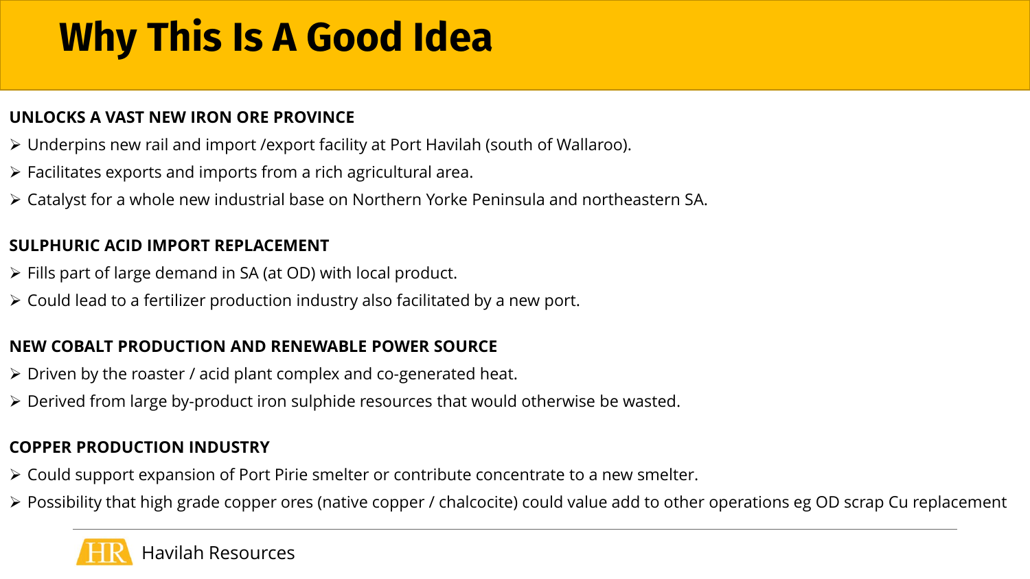# Why This Is A Good Idea

**UNLOCKS A VAST NEW IRON ORE PROVINCE**

- Underpins new rail and import /export facility at Port Havilah (south of Wallaroo).
- Facilitates exports and imports from a rich agricultural area.
- Catalyst for a whole new industrial base on Northern Yorke Peninsula and northeastern SA.

**SULPHURIC ACID IMPORT REPLACEMENT**

- Fills part of large demand in SA (at OD) with local product.
- Could lead to a fertilizer production industry also facilitated by a new port.

**NEW COBALT PRODUCTION AND RENEWABLE POWER SOURCE**

- Driven by the roaster / acid plant complex and co-generated heat.
- Derived from large by-product iron sulphide resources that would otherwise be wasted.

**COPPER PRODUCTION INDUSTRY**

- Could support expansion of Port Pirie smelter or contribute concentrate to a new smelter.
- Possibility that high grade copper ores (native copper / chalcocite) could value add to other operations eg OD scrap Cu replacement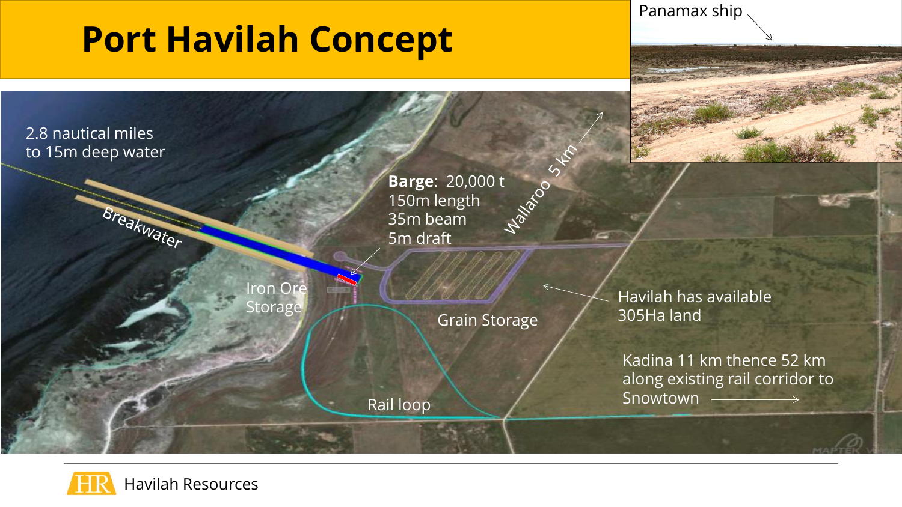# Port Havilah Concept

Panamax ship

2.8 nautical miles to 15m deep water

Breakwater

**Barge**: 20,000 t
150m length
35m beam
5m draft

Wallaroo 5 km

Iron Ore Storage

Grain Storage

Havilah has available 305Ha land

Kadina 11 km thence 52 km along existing rail corridor to Snowtown

Rail loop

Havilah Resources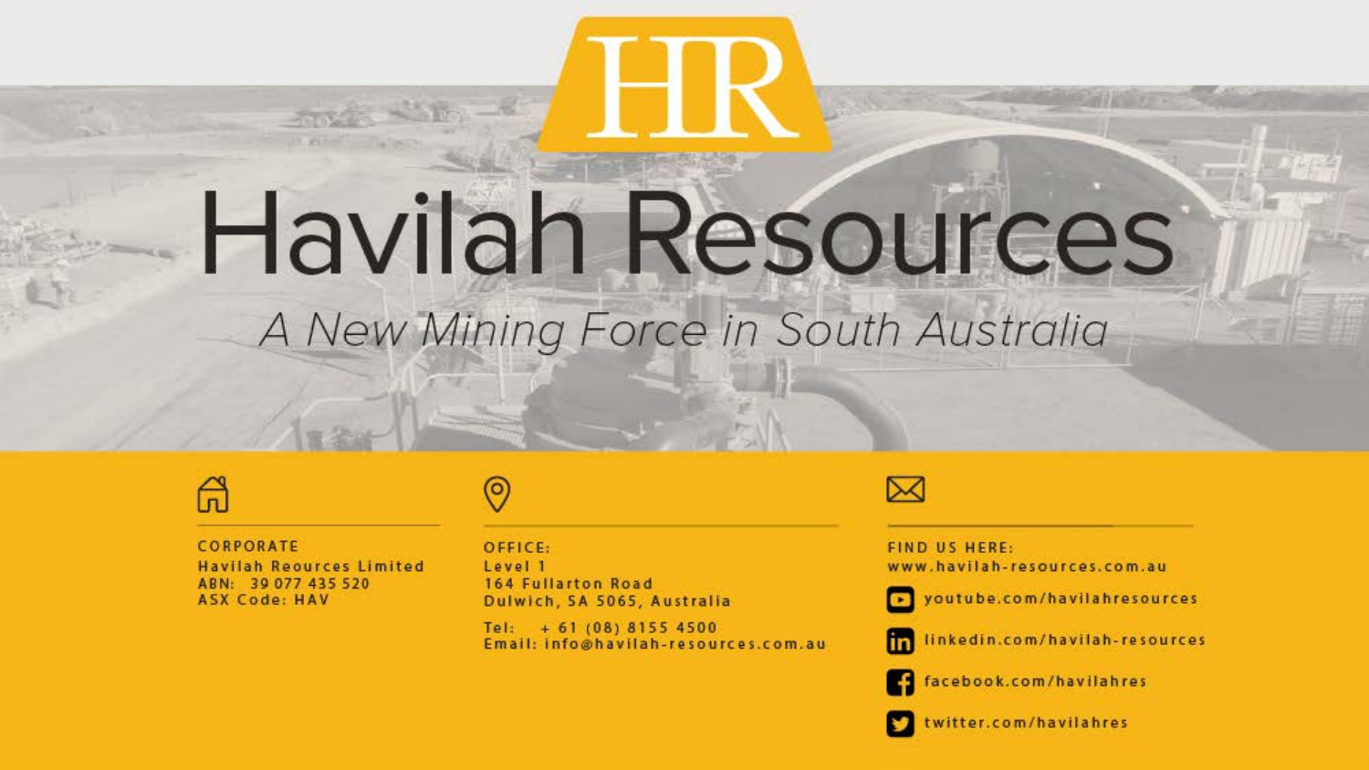HR

# Havilah Resources

*A New Mining Force in South Australia*

**CORPORATE**
Havilah Reources Limited
ABN: 39 077 435 520
ASX Code: HAV

**OFFICE:**
Level 1
164 Fullarton Road
Dulwich, SA 5065, Australia

Tel: + 61 (08) 8155 4500
Email: info@havilah-resources.com.au

**FIND US HERE:**
www.havilah-resources.com.au

youtube.com/havilahresources

linkedin.com/havilah-resources

facebook.com/havilahres

twitter.com/havilahres